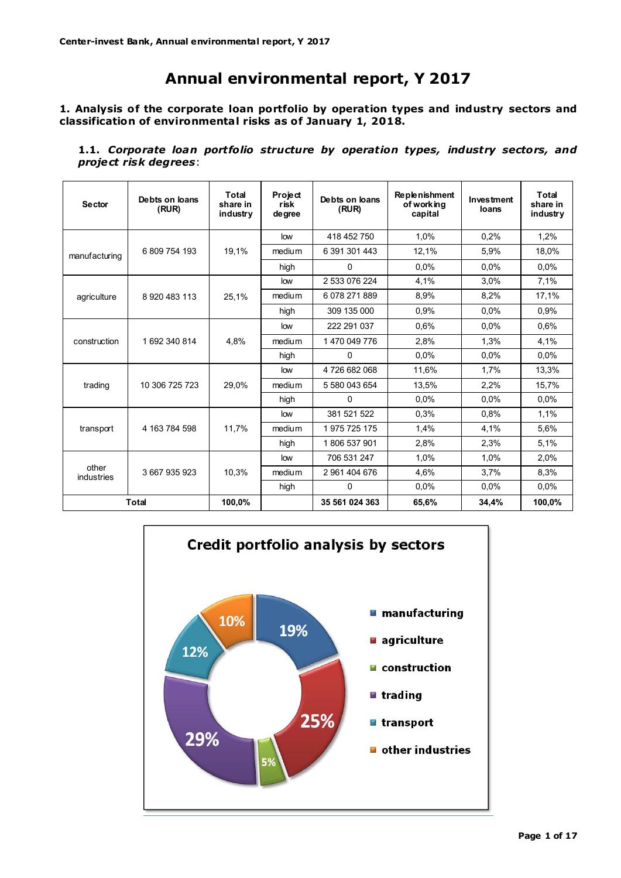# Annual environmental report, Y 2017

## 1. Analysis of the corporate loan portfolio by operation types and industry sectors and classification of environmental risks as of January 1, 2018.

### 1.1. *Corporate loan portfolio structure by operation types, industry sectors, and project risk degrees*:

| Sector | Debts on loans (RUR) | Total share in industry | Project risk degree | Debts on loans (RUR) | Replenishment of working capital | Investment loans | Total share in industry |
|---|---|---|---|---|---|---|---|
| manufacturing | 6 809 754 193 | 19,1% | low | 418 452 750 | 1,0% | 0,2% | 1,2% |
| | | | medium | 6 391 301 443 | 12,1% | 5,9% | 18,0% |
| | | | high | 0 | 0,0% | 0,0% | 0,0% |
| agriculture | 8 920 483 113 | 25,1% | low | 2 533 076 224 | 4,1% | 3,0% | 7,1% |
| | | | medium | 6 078 271 889 | 8,9% | 8,2% | 17,1% |
| | | | high | 309 135 000 | 0,9% | 0,0% | 0,9% |
| construction | 1 692 340 814 | 4,8% | low | 222 291 037 | 0,6% | 0,0% | 0,6% |
| | | | medium | 1 470 049 776 | 2,8% | 1,3% | 4,1% |
| | | | high | 0 | 0,0% | 0,0% | 0,0% |
| trading | 10 306 725 723 | 29,0% | low | 4 726 682 068 | 11,6% | 1,7% | 13,3% |
| | | | medium | 5 580 043 654 | 13,5% | 2,2% | 15,7% |
| | | | high | 0 | 0,0% | 0,0% | 0,0% |
| transport | 4 163 784 598 | 11,7% | low | 381 521 522 | 0,3% | 0,8% | 1,1% |
| | | | medium | 1 975 725 175 | 1,4% | 4,1% | 5,6% |
| | | | high | 1 806 537 901 | 2,8% | 2,3% | 5,1% |
| other industries | 3 667 935 923 | 10,3% | low | 706 531 247 | 1,0% | 1,0% | 2,0% |
| | | | medium | 2 961 404 676 | 4,6% | 3,7% | 8,3% |
| | | | high | 0 | 0,0% | 0,0% | 0,0% |
| **Total** | | **100,0%** | | **35 561 024 363** | **65,6%** | **34,4%** | **100,0%** |

**Credit portfolio analysis by sectors**

| Sector | Share |
|---|---|
| manufacturing | 19% |
| agriculture | 25% |
| construction | 5% |
| trading | 29% |
| transport | 12% |
| other industries | 10% |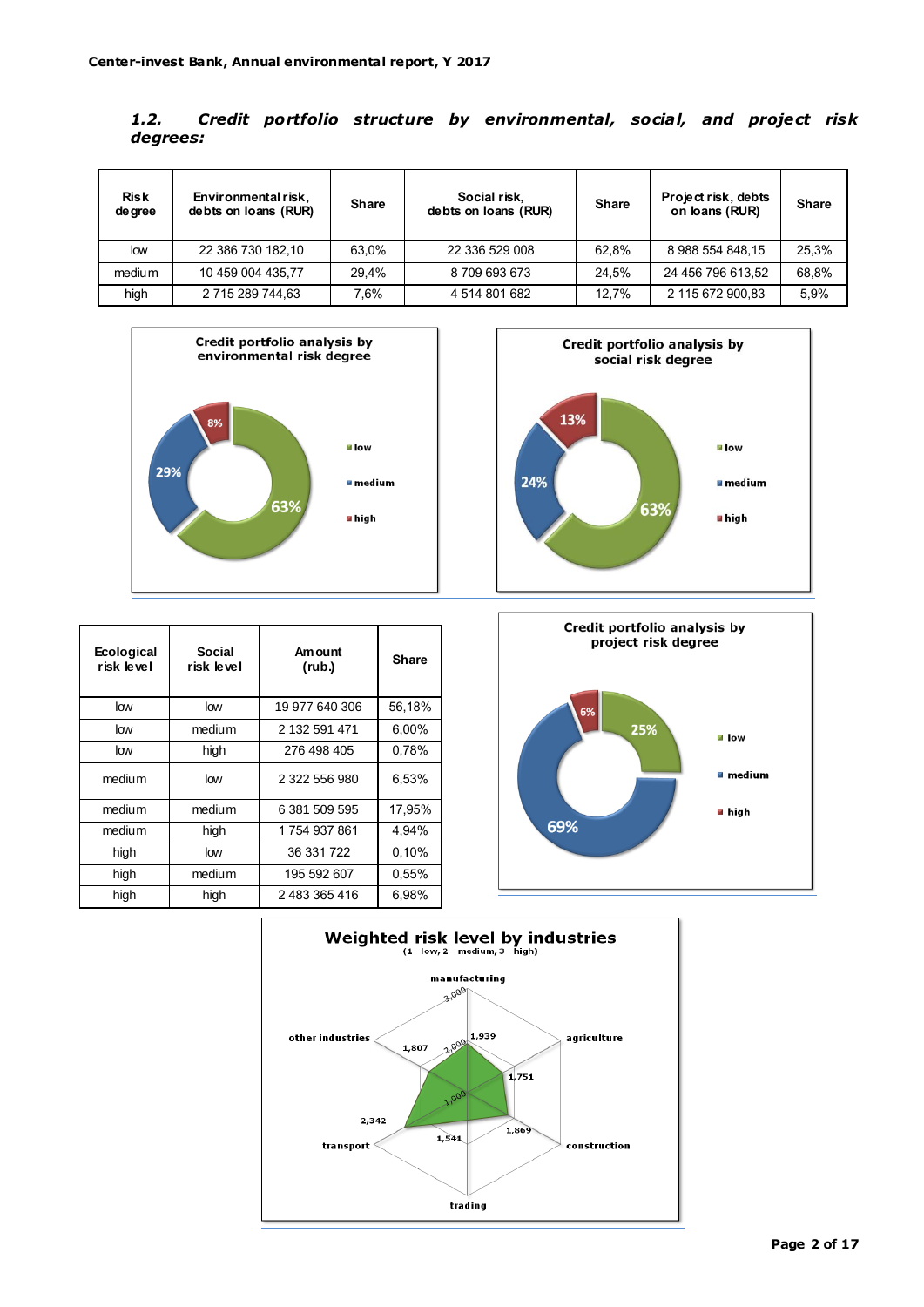### *1.2. Credit portfolio structure by environmental, social, and project risk degrees:*

| Risk degree | Environmental risk, debts on loans (RUR) | Share | Social risk, debts on loans (RUR) | Share | Project risk, debts on loans (RUR) | Share |
|---|---|---|---|---|---|---|
| low | 22 386 730 182,10 | 63,0% | 22 336 529 008 | 62,8% | 8 988 554 848,15 | 25,3% |
| medium | 10 459 004 435,77 | 29,4% | 8 709 693 673 | 24,5% | 24 456 796 613,52 | 68,8% |
| high | 2 715 289 744,63 | 7,6% | 4 514 801 682 | 12,7% | 2 115 672 900,83 | 5,9% |

Credit portfolio analysis by environmental risk degree

- low: 63%
- medium: 29%
- high: 8%

Credit portfolio analysis by social risk degree

- low: 63%
- medium: 24%
- high: 13%

| Ecological risk level | Social risk level | Amount (rub.) | Share |
|---|---|---|---|
| low | low | 19 977 640 306 | 56,18% |
| low | medium | 2 132 591 471 | 6,00% |
| low | high | 276 498 405 | 0,78% |
| medium | low | 2 322 556 980 | 6,53% |
| medium | medium | 6 381 509 595 | 17,95% |
| medium | high | 1 754 937 861 | 4,94% |
| high | low | 36 331 722 | 0,10% |
| high | medium | 195 592 607 | 0,55% |
| high | high | 2 483 365 416 | 6,98% |

Credit portfolio analysis by project risk degree

- low: 25%
- medium: 69%
- high: 6%

Weighted risk level by industries
(1 - low, 2 - medium, 3 - high)

| Industry | Weighted risk level |
|---|---|
| manufacturing | 1,939 |
| agriculture | 1,751 |
| construction | 1,869 |
| trading | 1,541 |
| transport | 2,342 |
| other industries | 1,807 |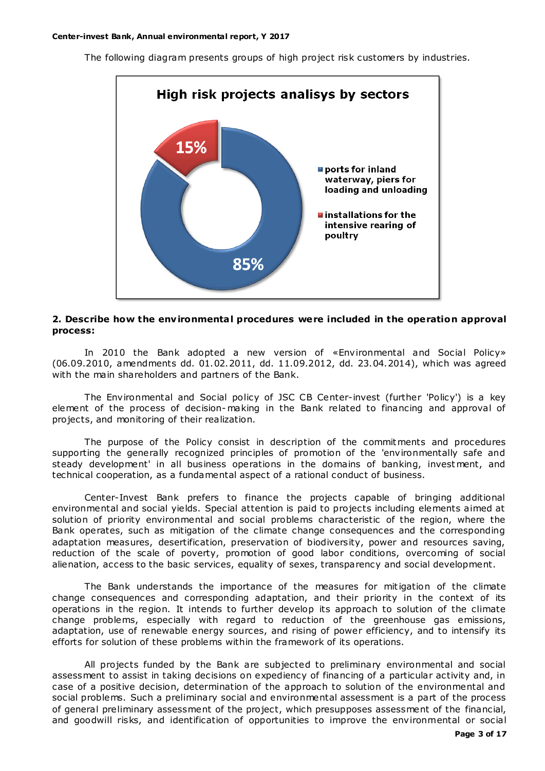The following diagram presents groups of high project risk customers by industries.

**High risk projects analisys by sectors**

- ports for inland waterway, piers for loading and unloading — 85%
- installations for the intensive rearing of poultry — 15%

**2. Describe how the environmental procedures were included in the operation approval process:**

In 2010 the Bank adopted a new version of «Environmental and Social Policy» (06.09.2010, amendments dd. 01.02.2011, dd. 11.09.2012, dd. 23.04.2014), which was agreed with the main shareholders and partners of the Bank.

The Environmental and Social policy of JSC CB Center-invest (further 'Policy') is a key element of the process of decision-making in the Bank related to financing and approval of projects, and monitoring of their realization.

The purpose of the Policy consist in description of the commitments and procedures supporting the generally recognized principles of promotion of the 'environmentally safe and steady development' in all business operations in the domains of banking, investment, and technical cooperation, as a fundamental aspect of a rational conduct of business.

Center-Invest Bank prefers to finance the projects capable of bringing additional environmental and social yields. Special attention is paid to projects including elements aimed at solution of priority environmental and social problems characteristic of the region, where the Bank operates, such as mitigation of the climate change consequences and the corresponding adaptation measures, desertification, preservation of biodiversity, power and resources saving, reduction of the scale of poverty, promotion of good labor conditions, overcoming of social alienation, access to the basic services, equality of sexes, transparency and social development.

The Bank understands the importance of the measures for mitigation of the climate change consequences and corresponding adaptation, and their priority in the context of its operations in the region. It intends to further develop its approach to solution of the climate change problems, especially with regard to reduction of the greenhouse gas emissions, adaptation, use of renewable energy sources, and rising of power efficiency, and to intensify its efforts for solution of these problems within the framework of its operations.

All projects funded by the Bank are subjected to preliminary environmental and social assessment to assist in taking decisions on expediency of financing of a particular activity and, in case of a positive decision, determination of the approach to solution of the environmental and social problems. Such a preliminary social and environmental assessment is a part of the process of general preliminary assessment of the project, which presupposes assessment of the financial, and goodwill risks, and identification of opportunities to improve the environmental or social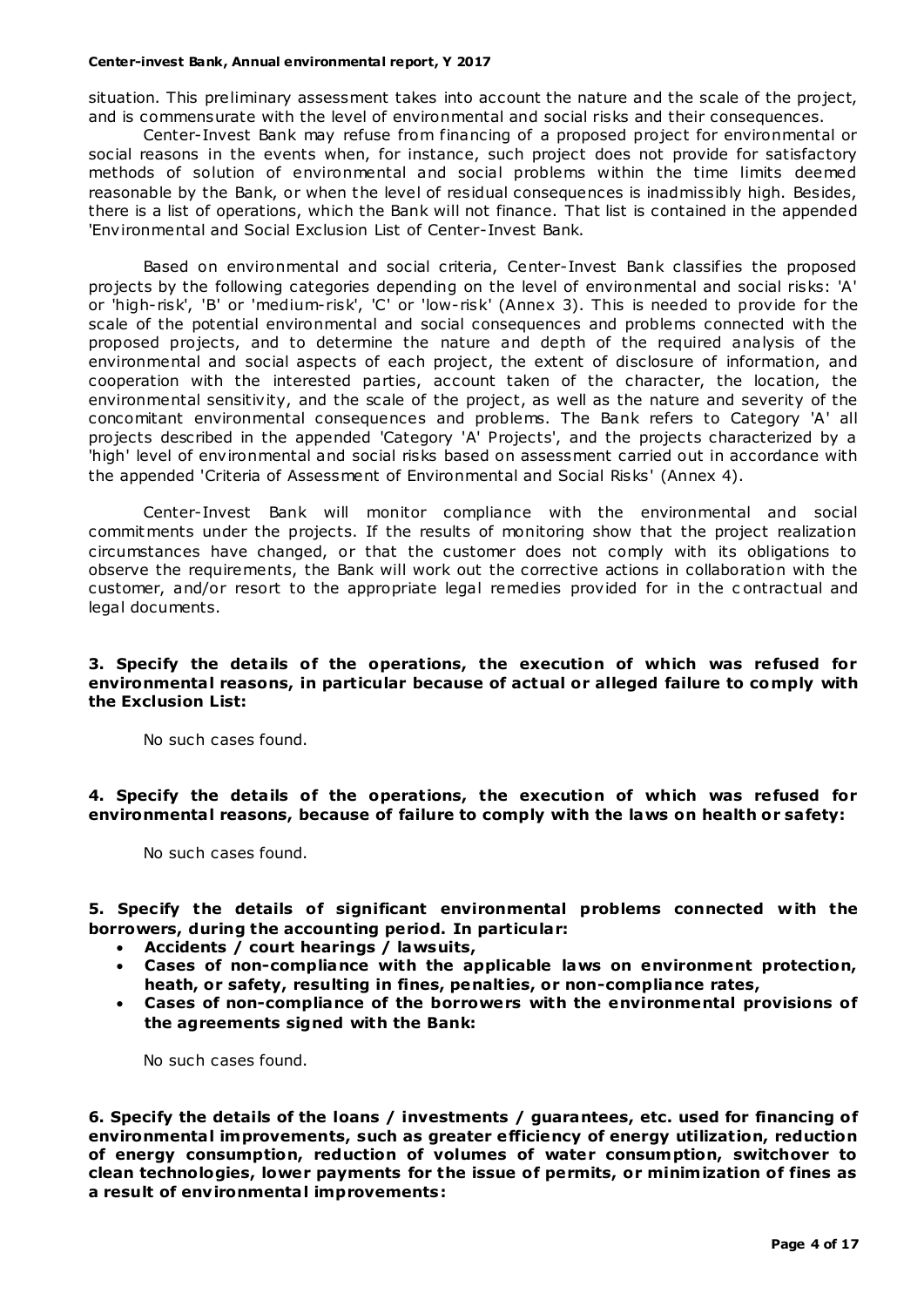situation. This preliminary assessment takes into account the nature and the scale of the project, and is commensurate with the level of environmental and social risks and their consequences.

Center-Invest Bank may refuse from financing of a proposed project for environmental or social reasons in the events when, for instance, such project does not provide for satisfactory methods of solution of environmental and social problems within the time limits deemed reasonable by the Bank, or when the level of residual consequences is inadmissibly high. Besides, there is a list of operations, which the Bank will not finance. That list is contained in the appended 'Environmental and Social Exclusion List of Center-Invest Bank.

Based on environmental and social criteria, Center-Invest Bank classifies the proposed projects by the following categories depending on the level of environmental and social risks: 'A' or 'high-risk', 'B' or 'medium-risk', 'C' or 'low-risk' (Annex 3). This is needed to provide for the scale of the potential environmental and social consequences and problems connected with the proposed projects, and to determine the nature and depth of the required analysis of the environmental and social aspects of each project, the extent of disclosure of information, and cooperation with the interested parties, account taken of the character, the location, the environmental sensitivity, and the scale of the project, as well as the nature and severity of the concomitant environmental consequences and problems. The Bank refers to Category 'A' all projects described in the appended 'Category 'A' Projects', and the projects characterized by a 'high' level of environmental and social risks based on assessment carried out in accordance with the appended 'Criteria of Assessment of Environmental and Social Risks' (Annex 4).

Center-Invest Bank will monitor compliance with the environmental and social commitments under the projects. If the results of monitoring show that the project realization circumstances have changed, or that the customer does not comply with its obligations to observe the requirements, the Bank will work out the corrective actions in collaboration with the customer, and/or resort to the appropriate legal remedies provided for in the contractual and legal documents.

**3. Specify the details of the operations, the execution of which was refused for environmental reasons, in particular because of actual or alleged failure to comply with the Exclusion List:**

No such cases found.

**4. Specify the details of the operations, the execution of which was refused for environmental reasons, because of failure to comply with the laws on health or safety:**

No such cases found.

**5. Specify the details of significant environmental problems connected with the borrowers, during the accounting period. In particular:**

- **Accidents / court hearings / lawsuits,**
- **Cases of non-compliance with the applicable laws on environment protection, heath, or safety, resulting in fines, penalties, or non-compliance rates,**
- **Cases of non-compliance of the borrowers with the environmental provisions of the agreements signed with the Bank:**

No such cases found.

**6. Specify the details of the loans / investments / guarantees, etc. used for financing of environmental improvements, such as greater efficiency of energy utilization, reduction of energy consumption, reduction of volumes of water consumption, switchover to clean technologies, lower payments for the issue of permits, or minimization of fines as a result of environmental improvements:**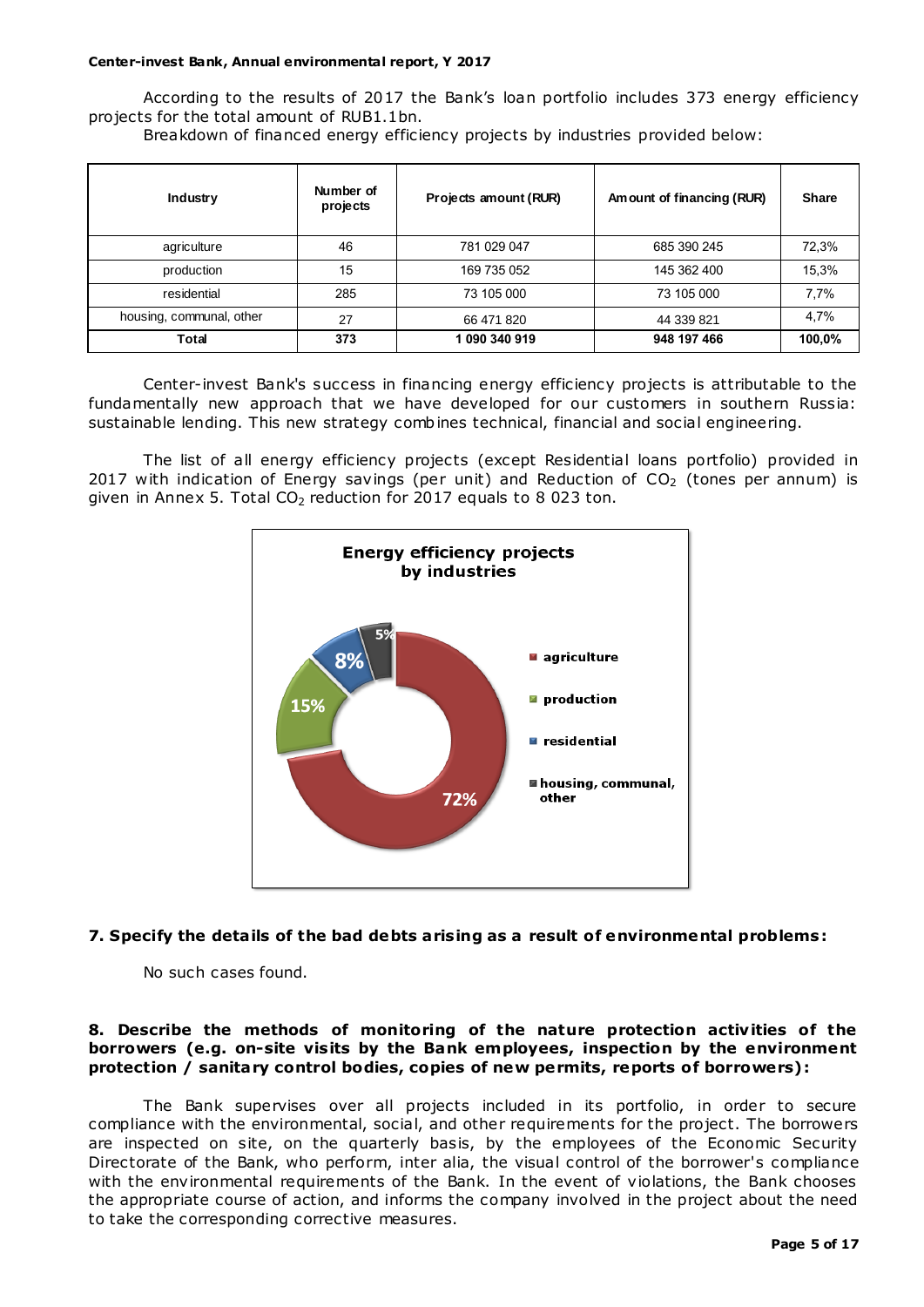According to the results of 2017 the Bank's loan portfolio includes 373 energy efficiency projects for the total amount of RUB1.1bn.

Breakdown of financed energy efficiency projects by industries provided below:

| Industry | Number of projects | Projects amount (RUR) | Amount of financing (RUR) | Share |
|---|---|---|---|---|
| agriculture | 46 | 781 029 047 | 685 390 245 | 72,3% |
| production | 15 | 169 735 052 | 145 362 400 | 15,3% |
| residential | 285 | 73 105 000 | 73 105 000 | 7,7% |
| housing, communal, other | 27 | 66 471 820 | 44 339 821 | 4,7% |
| **Total** | **373** | **1 090 340 919** | **948 197 466** | **100,0%** |

Center-invest Bank's success in financing energy efficiency projects is attributable to the fundamentally new approach that we have developed for our customers in southern Russia: sustainable lending. This new strategy combines technical, financial and social engineering.

The list of all energy efficiency projects (except Residential loans portfolio) provided in 2017 with indication of Energy savings (per unit) and Reduction of $CO_2$ (tones per annum) is given in Annex 5. Total $CO_2$ reduction for 2017 equals to 8 023 ton.

**Energy efficiency projects by industries**

- agriculture: 72%
- production: 15%
- residential: 8%
- housing, communal, other: 5%

## 7. Specify the details of the bad debts arising as a result of environmental problems:

No such cases found.

## 8. Describe the methods of monitoring of the nature protection activities of the borrowers (e.g. on-site visits by the Bank employees, inspection by the environment protection / sanitary control bodies, copies of new permits, reports of borrowers):

The Bank supervises over all projects included in its portfolio, in order to secure compliance with the environmental, social, and other requirements for the project. The borrowers are inspected on site, on the quarterly basis, by the employees of the Economic Security Directorate of the Bank, who perform, inter alia, the visual control of the borrower's compliance with the environmental requirements of the Bank. In the event of violations, the Bank chooses the appropriate course of action, and informs the company involved in the project about the need to take the corresponding corrective measures.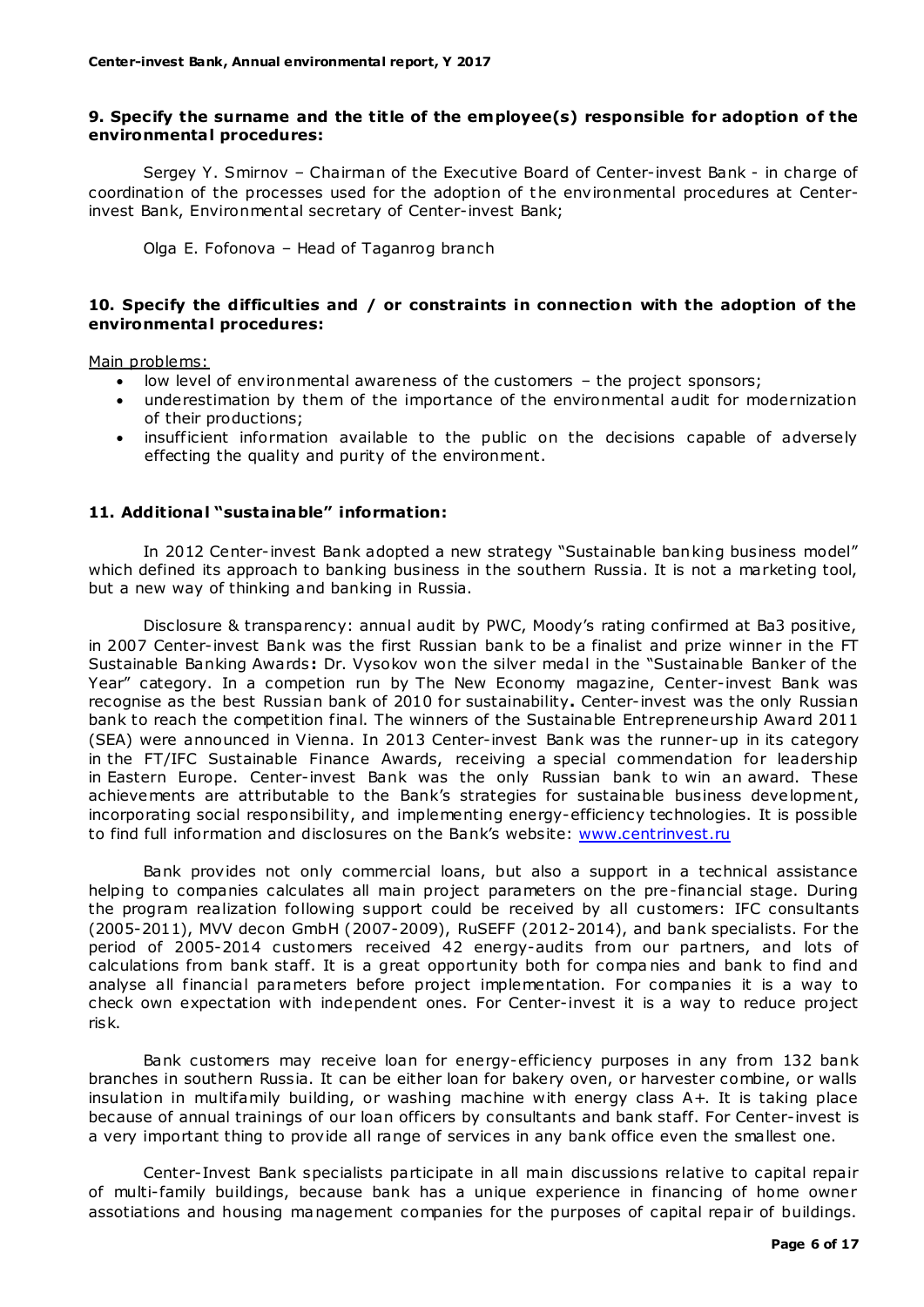### 9. Specify the surname and the title of the employee(s) responsible for adoption of the environmental procedures:

Sergey Y. Smirnov – Chairman of the Executive Board of Center-invest Bank - in charge of coordination of the processes used for the adoption of the environmental procedures at Center-invest Bank, Environmental secretary of Center-invest Bank;

Olga E. Fofonova – Head of Taganrog branch

### 10. Specify the difficulties and / or constraints in connection with the adoption of the environmental procedures:

Main problems:

- low level of environmental awareness of the customers – the project sponsors;
- underestimation by them of the importance of the environmental audit for modernization of their productions;
- insufficient information available to the public on the decisions capable of adversely effecting the quality and purity of the environment.

### 11. Additional "sustainable" information:

In 2012 Center-invest Bank adopted a new strategy "Sustainable banking business model" which defined its approach to banking business in the southern Russia. It is not a marketing tool, but a new way of thinking and banking in Russia.

Disclosure & transparency: annual audit by PWC, Moody's rating confirmed at Ba3 positive, in 2007 Center-invest Bank was the first Russian bank to be a finalist and prize winner in the FT Sustainable Banking Awards**:** Dr. Vysokov won the silver medal in the "Sustainable Banker of the Year" category. In a competion run by The New Economy magazine, Center-invest Bank was recognise as the best Russian bank of 2010 for sustainability**.** Center-invest was the only Russian bank to reach the competition final. The winners of the Sustainable Entrepreneurship Award 2011 (SEA) were announced in Vienna. In 2013 Center-invest Bank was the runner-up in its category in the FT/IFC Sustainable Finance Awards, receiving a special commendation for leadership in Eastern Europe. Center-invest Bank was the only Russian bank to win an award. These achievements are attributable to the Bank's strategies for sustainable business development, incorporating social responsibility, and implementing energy-efficiency technologies. It is possible to find full information and disclosures on the Bank's website: www.centrinvest.ru

Bank provides not only commercial loans, but also a support in a technical assistance helping to companies calculates all main project parameters on the pre-financial stage. During the program realization following support could be received by all customers: IFC consultants (2005-2011), MVV decon GmbH (2007-2009), RuSEFF (2012-2014), and bank specialists. For the period of 2005-2014 customers received 42 energy-audits from our partners, and lots of calculations from bank staff. It is a great opportunity both for companies and bank to find and analyse all financial parameters before project implementation. For companies it is a way to check own expectation with independent ones. For Center-invest it is a way to reduce project risk.

Bank customers may receive loan for energy-efficiency purposes in any from 132 bank branches in southern Russia. It can be either loan for bakery oven, or harvester combine, or walls insulation in multifamily building, or washing machine with energy class A+. It is taking place because of annual trainings of our loan officers by consultants and bank staff. For Center-invest is a very important thing to provide all range of services in any bank office even the smallest one.

Center-Invest Bank specialists participate in all main discussions relative to capital repair of multi-family buildings, because bank has a unique experience in financing of home owner assotiations and housing management companies for the purposes of capital repair of buildings.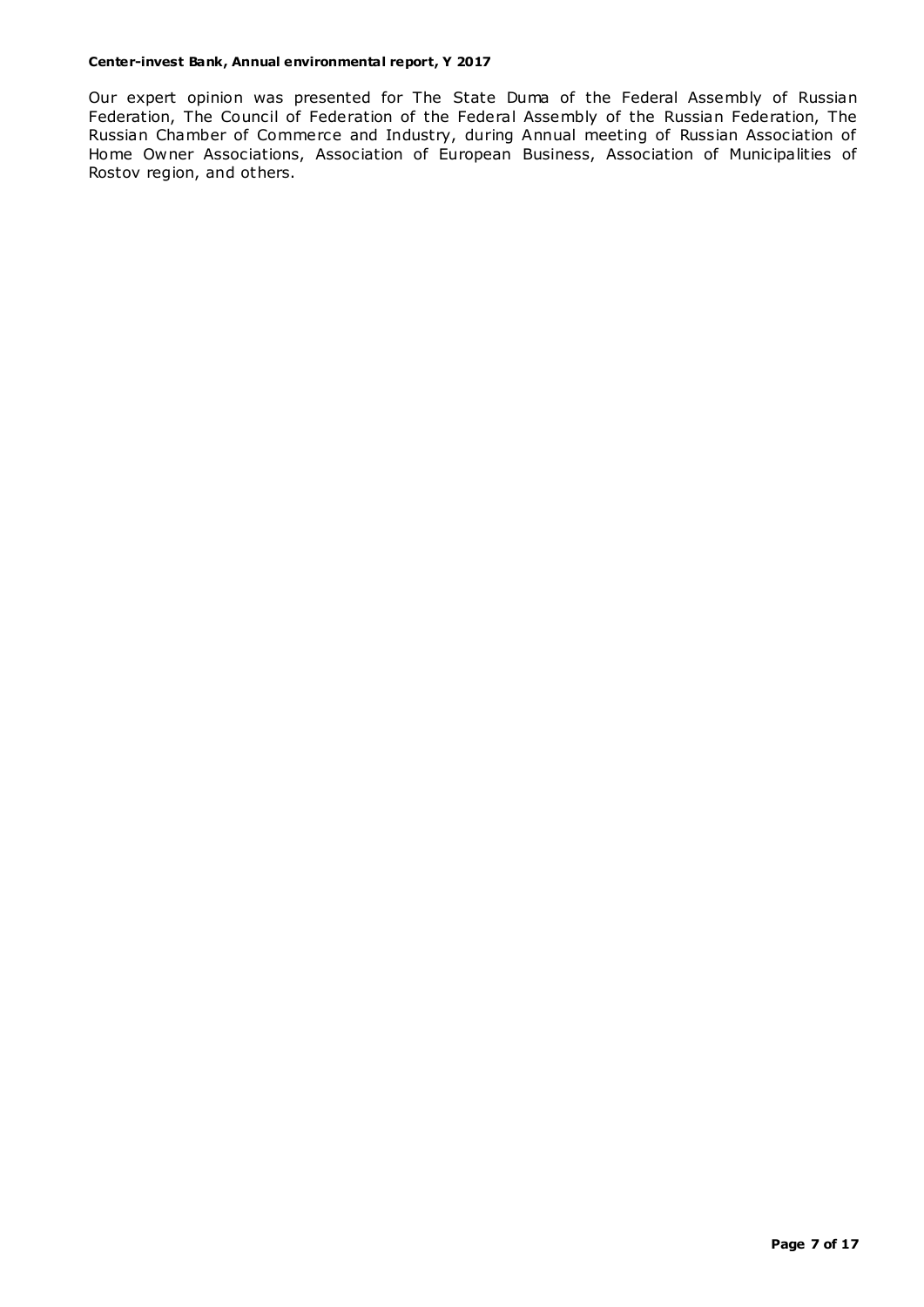Our expert opinion was presented for The State Duma of the Federal Assembly of Russian Federation, The Council of Federation of the Federal Assembly of the Russian Federation, The Russian Chamber of Commerce and Industry, during Annual meeting of Russian Association of Home Owner Associations, Association of European Business, Association of Municipalities of Rostov region, and others.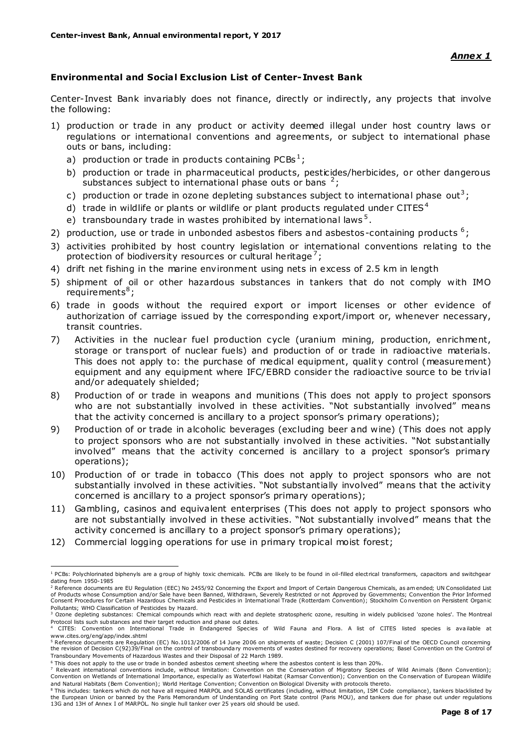*Annex 1*

### Environmental and Social Exclusion List of Center-Invest Bank

Center-Invest Bank invariably does not finance, directly or indirectly, any projects that involve the following:

1) production or trade in any product or activity deemed illegal under host country laws or regulations or international conventions and agreements, or subject to international phase outs or bans, including:
   a) production or trade in products containing PCBs[1];
   b) production or trade in pharmaceutical products, pesticides/herbicides, or other dangerous substances subject to international phase outs or bans [2];
   c) production or trade in ozone depleting substances subject to international phase out[3];
   d) trade in wildlife or plants or wildlife or plant products regulated under CITES[4]
   e) transboundary trade in wastes prohibited by international laws[5].
2) production, use or trade in unbonded asbestos fibers and asbestos-containing products [6];
3) activities prohibited by host country legislation or international conventions relating to the protection of biodiversity resources or cultural heritage[7];
4) drift net fishing in the marine environment using nets in excess of 2.5 km in length
5) shipment of oil or other hazardous substances in tankers that do not comply with IMO requirements[8];
6) trade in goods without the required export or import licenses or other evidence of authorization of carriage issued by the corresponding export/import or, whenever necessary, transit countries.
7) Activities in the nuclear fuel production cycle (uranium mining, production, enrichment, storage or transport of nuclear fuels) and production of or trade in radioactive materials. This does not apply to: the purchase of medical equipment, quality control (measurement) equipment and any equipment where IFC/EBRD consider the radioactive source to be trivial and/or adequately shielded;
8) Production of or trade in weapons and munitions (This does not apply to project sponsors who are not substantially involved in these activities. "Not substantially involved" means that the activity concerned is ancillary to a project sponsor's primary operations);
9) Production of or trade in alcoholic beverages (excluding beer and wine) (This does not apply to project sponsors who are not substantially involved in these activities. "Not substantially involved" means that the activity concerned is ancillary to a project sponsor's primary operations);
10) Production of or trade in tobacco (This does not apply to project sponsors who are not substantially involved in these activities. "Not substantially involved" means that the activity concerned is ancillary to a project sponsor's primary operations);
11) Gambling, casinos and equivalent enterprises (This does not apply to project sponsors who are not substantially involved in these activities. "Not substantially involved" means that the activity concerned is ancillary to a project sponsor's primary operations);
12) Commercial logging operations for use in primary tropical moist forest;

---

[1] PCBs: Polychlorinated biphenyls are a group of highly toxic chemicals. PCBs are likely to be found in oil-filled electrical transformers, capacitors and switchgear dating from 1950-1985

[2] Reference documents are EU Regulation (EEC) No 2455/92 Concerning the Export and Import of Certain Dangerous Chemicals, as amended; UN Consolidated List of Products whose Consumption and/or Sale have been Banned, Withdrawn, Severely Restricted or not Approved by Governments; Convention the Prior Informed Consent Procedures for Certain Hazardous Chemicals and Pesticides in International Trade (Rotterdam Convention); Stockholm Convention on Persistent Organic Pollutants; WHO Classification of Pesticides by Hazard.

[3] Ozone depleting substances: Chemical compounds which react with and deplete stratospheric ozone, resulting in widely publicised 'ozone holes'. The Montreal Protocol lists such substances and their target reduction and phase out dates.

[4] CITES: Convention on International Trade in Endangered Species of Wild Fauna and Flora. A list of CITES listed species is available at www.cites.org/eng/app/index.shtml

[5] Reference documents are Regulation (EC) No.1013/2006 of 14 June 2006 on shipments of waste; Decision C (2001) 107/Final of the OECD Council concerning the revision of Decision C(92)39/Final on the control of transboundary movements of wastes destined for recovery operations; Basel Convention on the Control of Transboundary Movements of Hazardous Wastes and their Disposal of 22 March 1989.

[6] This does not apply to the use or trade in bonded asbestos cement sheeting where the asbestos content is less than 20%.

[7] Relevant international conventions include, without limitation: Convention on the Conservation of Migratory Species of Wild Animals (Bonn Convention); Convention on Wetlands of International Importance, especially as Waterfowl Habitat (Ramsar Convention); Convention on the Conservation of European Wildlife and Natural Habitats (Bern Convention); World Heritage Convention; Convention on Biological Diversity with protocols thereto.

[8] This includes: tankers which do not have all required MARPOL and SOLAS certificates (including, without limitation, ISM Code compliance), tankers blacklisted by the European Union or banned by the Paris Memorandum of Understanding on Port State control (Paris MOU), and tankers due for phase out under regulations 13G and 13H of Annex I of MARPOL. No single hull tanker over 25 years old should be used.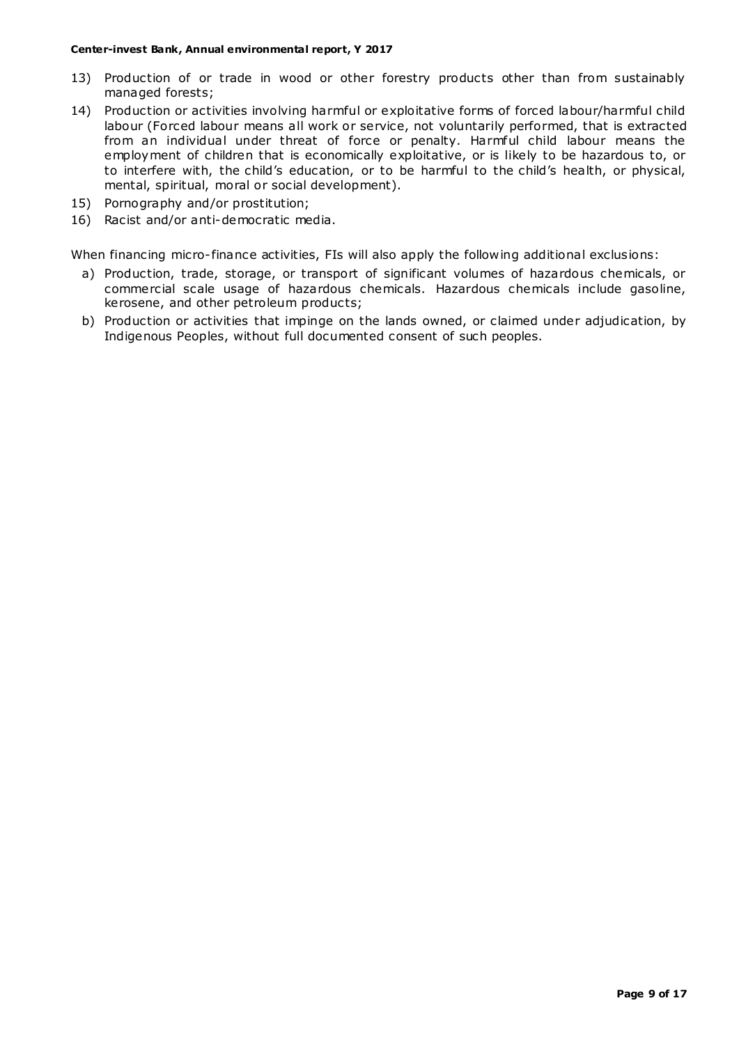13) Production of or trade in wood or other forestry products other than from sustainably managed forests;
14) Production or activities involving harmful or exploitative forms of forced labour/harmful child labour (Forced labour means all work or service, not voluntarily performed, that is extracted from an individual under threat of force or penalty. Harmful child labour means the employment of children that is economically exploitative, or is likely to be hazardous to, or to interfere with, the child's education, or to be harmful to the child's health, or physical, mental, spiritual, moral or social development).
15) Pornography and/or prostitution;
16) Racist and/or anti-democratic media.

When financing micro-finance activities, FIs will also apply the following additional exclusions:

a) Production, trade, storage, or transport of significant volumes of hazardous chemicals, or commercial scale usage of hazardous chemicals. Hazardous chemicals include gasoline, kerosene, and other petroleum products;
b) Production or activities that impinge on the lands owned, or claimed under adjudication, by Indigenous Peoples, without full documented consent of such peoples.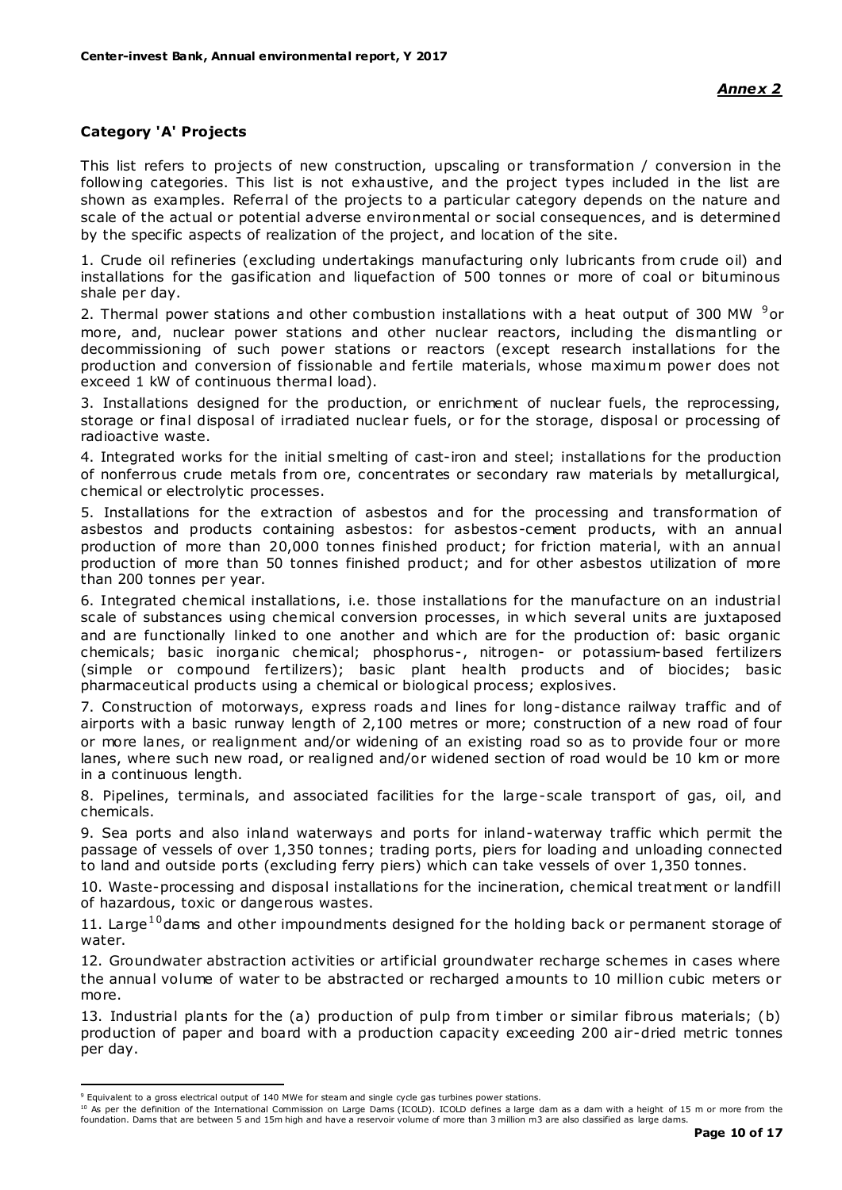*Annex 2*

**Category 'A' Projects**

This list refers to projects of new construction, upscaling or transformation / conversion in the following categories. This list is not exhaustive, and the project types included in the list are shown as examples. Referral of the projects to a particular category depends on the nature and scale of the actual or potential adverse environmental or social consequences, and is determined by the specific aspects of realization of the project, and location of the site.

1. Crude oil refineries (excluding undertakings manufacturing only lubricants from crude oil) and installations for the gasification and liquefaction of 500 tonnes or more of coal or bituminous shale per day.

2. Thermal power stations and other combustion installations with a heat output of 300 MW [9] or more, and, nuclear power stations and other nuclear reactors, including the dismantling or decommissioning of such power stations or reactors (except research installations for the production and conversion of fissionable and fertile materials, whose maximum power does not exceed 1 kW of continuous thermal load).

3. Installations designed for the production, or enrichment of nuclear fuels, the reprocessing, storage or final disposal of irradiated nuclear fuels, or for the storage, disposal or processing of radioactive waste.

4. Integrated works for the initial smelting of cast-iron and steel; installations for the production of nonferrous crude metals from ore, concentrates or secondary raw materials by metallurgical, chemical or electrolytic processes.

5. Installations for the extraction of asbestos and for the processing and transformation of asbestos and products containing asbestos: for asbestos-cement products, with an annual production of more than 20,000 tonnes finished product; for friction material, with an annual production of more than 50 tonnes finished product; and for other asbestos utilization of more than 200 tonnes per year.

6. Integrated chemical installations, i.e. those installations for the manufacture on an industrial scale of substances using chemical conversion processes, in which several units are juxtaposed and are functionally linked to one another and which are for the production of: basic organic chemicals; basic inorganic chemical; phosphorus-, nitrogen- or potassium-based fertilizers (simple or compound fertilizers); basic plant health products and of biocides; basic pharmaceutical products using a chemical or biological process; explosives.

7. Construction of motorways, express roads and lines for long-distance railway traffic and of airports with a basic runway length of 2,100 metres or more; construction of a new road of four or more lanes, or realignment and/or widening of an existing road so as to provide four or more lanes, where such new road, or realigned and/or widened section of road would be 10 km or more in a continuous length.

8. Pipelines, terminals, and associated facilities for the large-scale transport of gas, oil, and chemicals.

9. Sea ports and also inland waterways and ports for inland-waterway traffic which permit the passage of vessels of over 1,350 tonnes; trading ports, piers for loading and unloading connected to land and outside ports (excluding ferry piers) which can take vessels of over 1,350 tonnes.

10. Waste-processing and disposal installations for the incineration, chemical treatment or landfill of hazardous, toxic or dangerous wastes.

11. Large [10] dams and other impoundments designed for the holding back or permanent storage of water.

12. Groundwater abstraction activities or artificial groundwater recharge schemes in cases where the annual volume of water to be abstracted or recharged amounts to 10 million cubic meters or more.

13. Industrial plants for the (a) production of pulp from timber or similar fibrous materials; (b) production of paper and board with a production capacity exceeding 200 air-dried metric tonnes per day.

---

[9] Equivalent to a gross electrical output of 140 MWe for steam and single cycle gas turbines power stations.

[10] As per the definition of the International Commission on Large Dams (ICOLD). ICOLD defines a large dam as a dam with a height of 15 m or more from the foundation. Dams that are between 5 and 15m high and have a reservoir volume of more than 3 million m3 are also classified as large dams.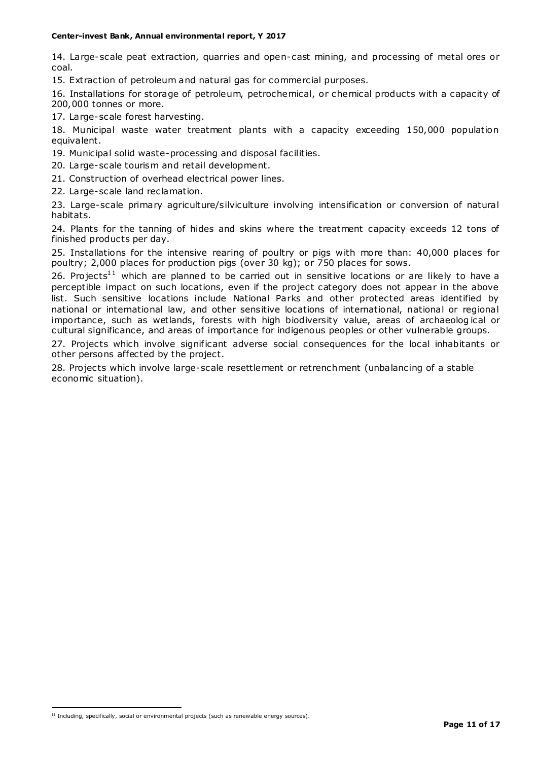14. Large-scale peat extraction, quarries and open-cast mining, and processing of metal ores or coal.

15. Extraction of petroleum and natural gas for commercial purposes.

16. Installations for storage of petroleum, petrochemical, or chemical products with a capacity of 200,000 tonnes or more.

17. Large-scale forest harvesting.

18. Municipal waste water treatment plants with a capacity exceeding 150,000 population equivalent.

19. Municipal solid waste-processing and disposal facilities.

20. Large-scale tourism and retail development.

21. Construction of overhead electrical power lines.

22. Large-scale land reclamation.

23. Large-scale primary agriculture/silviculture involving intensification or conversion of natural habitats.

24. Plants for the tanning of hides and skins where the treatment capacity exceeds 12 tons of finished products per day.

25. Installations for the intensive rearing of poultry or pigs with more than: 40,000 places for poultry; 2,000 places for production pigs (over 30 kg); or 750 places for sows.

26. Projects[11] which are planned to be carried out in sensitive locations or are likely to have a perceptible impact on such locations, even if the project category does not appear in the above list. Such sensitive locations include National Parks and other protected areas identified by national or international law, and other sensitive locations of international, national or regional importance, such as wetlands, forests with high biodiversity value, areas of archaeological or cultural significance, and areas of importance for indigenous peoples or other vulnerable groups.

27. Projects which involve significant adverse social consequences for the local inhabitants or other persons affected by the project.

28. Projects which involve large-scale resettlement or retrenchment (unbalancing of a stable economic situation).

[11] Including, specifically, social or environmental projects (such as renewable energy sources).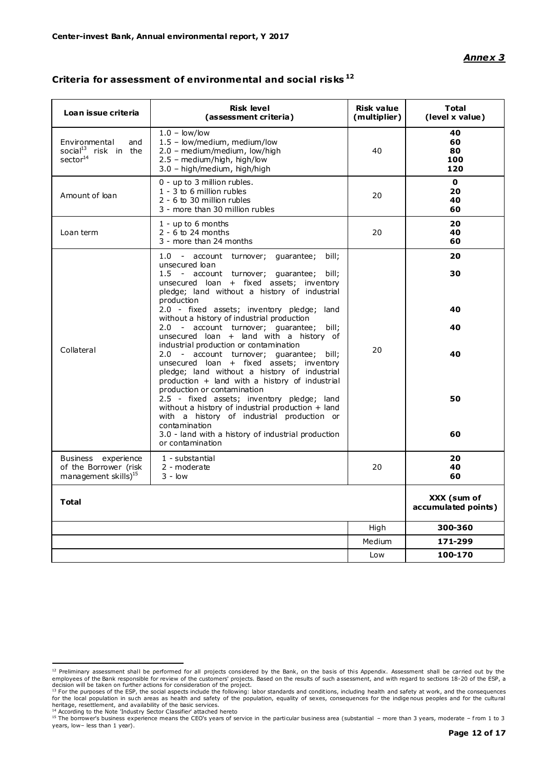*Annex 3*

## Criteria for assessment of environmental and social risks[12]

| Loan issue criteria | Risk level (assessment criteria) | Risk value (multiplier) | Total (level x value) |
|---|---|---|---|
| Environmental and social[13] risk in the sector[14] | 1.0 – low/low<br>1.5 – low/medium, medium/low<br>2.0 – medium/medium, low/high<br>2.5 – medium/high, high/low<br>3.0 – high/medium, high/high | 40 | **40**<br>**60**<br>**80**<br>**100**<br>**120** |
| Amount of loan | 0 - up to 3 million rubles.<br>1 - 3 to 6 million rubles<br>2 - 6 to 30 million rubles<br>3 - more than 30 million rubles | 20 | **0**<br>**20**<br>**40**<br>**60** |
| Loan term | 1 - up to 6 months<br>2 - 6 to 24 months<br>3 - more than 24 months | 20 | **20**<br>**40**<br>**60** |
| Collateral | 1.0 - account turnover; guarantee; bill; unsecured loan<br>1.5 - account turnover; guarantee; bill; unsecured loan + fixed assets; inventory pledge; land without a history of industrial production<br>2.0 - fixed assets; inventory pledge; land without a history of industrial production<br>2.0 - account turnover; guarantee; bill; unsecured loan + land with a history of industrial production or contamination<br>2.0 - account turnover; guarantee; bill; unsecured loan + fixed assets; inventory pledge; land without a history of industrial production + land with a history of industrial production or contamination<br>2.5 - fixed assets; inventory pledge; land without a history of industrial production + land with a history of industrial production or contamination<br>3.0 - land with a history of industrial production or contamination | 20 | **20**<br>**30**<br>**40**<br>**40**<br>**40**<br>**50**<br>**60** |
| Business experience of the Borrower (risk management skills)[15] | 1 - substantial<br>2 - moderate<br>3 - low | 20 | **20**<br>**40**<br>**60** |
| **Total** | | | **XXX (sum of accumulated points)** |
| | | High | **300-360** |
| | | Medium | **171-299** |
| | | Low | **100-170** |

[12] Preliminary assessment shall be performed for all projects considered by the Bank, on the basis of this Appendix. Assessment shall be carried out by the employees of the Bank responsible for review of the customers' projects. Based on the results of such assessment, and with regard to sections 18-20 of the ESP, a decision will be taken on further actions for consideration of the project.

[13] For the purposes of the ESP, the social aspects include the following: labor standards and conditions, including health and safety at work, and the consequences for the local population in such areas as health and safety of the population, equality of sexes, consequences for the indigenous peoples and for the cultural heritage, resettlement, and availability of the basic services.

[14] According to the Note 'Industry Sector Classifier' attached hereto

[15] The borrower's business experience means the CEO's years of service in the particular business area (substantial – more than 3 years, moderate – from 1 to 3 years, low– less than 1 year).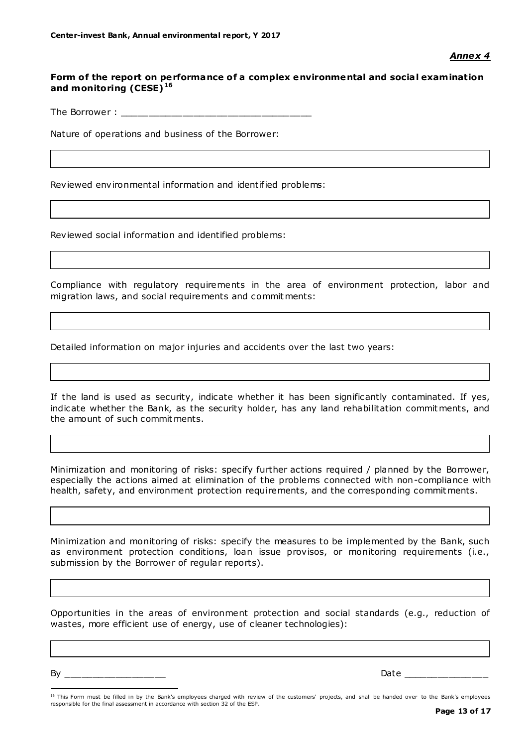***Annex 4***

**Form of the report on performance of a complex environmental and social examination and monitoring (CESE)** [16]

The Borrower : ______________________________

Nature of operations and business of the Borrower:

Reviewed environmental information and identified problems:

Reviewed social information and identified problems:

Compliance with regulatory requirements in the area of environment protection, labor and migration laws, and social requirements and commitments:

Detailed information on major injuries and accidents over the last two years:

If the land is used as security, indicate whether it has been significantly contaminated. If yes, indicate whether the Bank, as the security holder, has any land rehabilitation commitments, and the amount of such commitments.

Minimization and monitoring of risks: specify further actions required / planned by the Borrower, especially the actions aimed at elimination of the problems connected with non-compliance with health, safety, and environment protection requirements, and the corresponding commitments.

Minimization and monitoring of risks: specify the measures to be implemented by the Bank, such as environment protection conditions, loan issue provisos, or monitoring requirements (i.e., submission by the Borrower of regular reports).

Opportunities in the areas of environment protection and social standards (e.g., reduction of wastes, more efficient use of energy, use of cleaner technologies):

By ________________ Date ______________

[16] This Form must be filled in by the Bank's employees charged with review of the customers' projects, and shall be handed over to the Bank's employees responsible for the final assessment in accordance with section 32 of the ESP.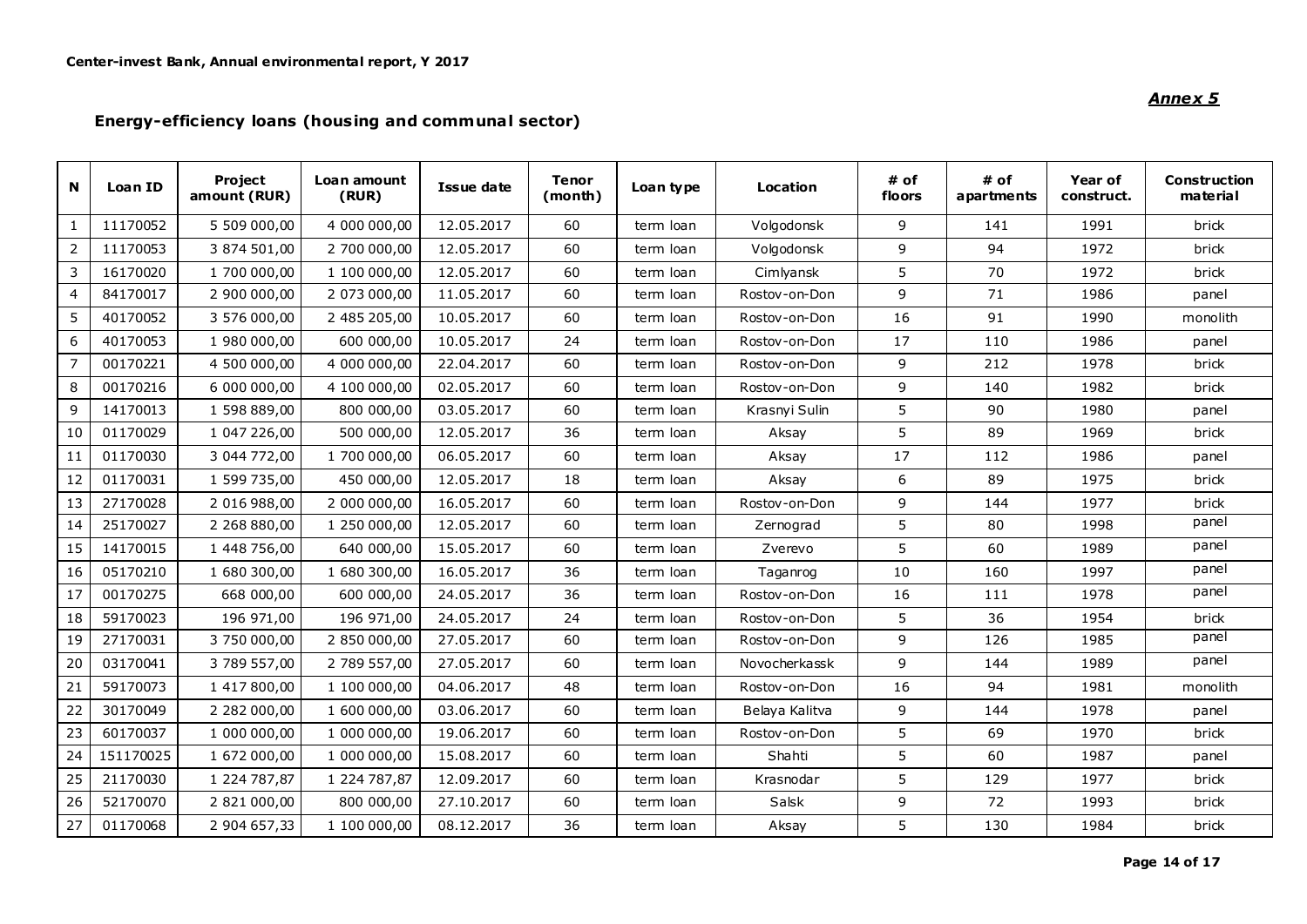*Annex 5*

**Energy-efficiency loans (housing and communal sector)**

| N | Loan ID | Project amount (RUR) | Loan amount (RUR) | Issue date | Tenor (month) | Loan type | Location | # of floors | # of apartments | Year of construct. | Construction material |
|---|---|---|---|---|---|---|---|---|---|---|---|
| 1 | 11170052 | 5 509 000,00 | 4 000 000,00 | 12.05.2017 | 60 | term loan | Volgodonsk | 9 | 141 | 1991 | brick |
| 2 | 11170053 | 3 874 501,00 | 2 700 000,00 | 12.05.2017 | 60 | term loan | Volgodonsk | 9 | 94 | 1972 | brick |
| 3 | 16170020 | 1 700 000,00 | 1 100 000,00 | 12.05.2017 | 60 | term loan | Cimlyansk | 5 | 70 | 1972 | brick |
| 4 | 84170017 | 2 900 000,00 | 2 073 000,00 | 11.05.2017 | 60 | term loan | Rostov-on-Don | 9 | 71 | 1986 | panel |
| 5 | 40170052 | 3 576 000,00 | 2 485 205,00 | 10.05.2017 | 60 | term loan | Rostov-on-Don | 16 | 91 | 1990 | monolith |
| 6 | 40170053 | 1 980 000,00 | 600 000,00 | 10.05.2017 | 24 | term loan | Rostov-on-Don | 17 | 110 | 1986 | panel |
| 7 | 00170221 | 4 500 000,00 | 4 000 000,00 | 22.04.2017 | 60 | term loan | Rostov-on-Don | 9 | 212 | 1978 | brick |
| 8 | 00170216 | 6 000 000,00 | 4 100 000,00 | 02.05.2017 | 60 | term loan | Rostov-on-Don | 9 | 140 | 1982 | brick |
| 9 | 14170013 | 1 598 889,00 | 800 000,00 | 03.05.2017 | 60 | term loan | Krasnyi Sulin | 5 | 90 | 1980 | panel |
| 10 | 01170029 | 1 047 226,00 | 500 000,00 | 12.05.2017 | 36 | term loan | Aksay | 5 | 89 | 1969 | brick |
| 11 | 01170030 | 3 044 772,00 | 1 700 000,00 | 06.05.2017 | 60 | term loan | Aksay | 17 | 112 | 1986 | panel |
| 12 | 01170031 | 1 599 735,00 | 450 000,00 | 12.05.2017 | 18 | term loan | Aksay | 6 | 89 | 1975 | brick |
| 13 | 27170028 | 2 016 988,00 | 2 000 000,00 | 16.05.2017 | 60 | term loan | Rostov-on-Don | 9 | 144 | 1977 | brick |
| 14 | 25170027 | 2 268 880,00 | 1 250 000,00 | 12.05.2017 | 60 | term loan | Zernograd | 5 | 80 | 1998 | panel |
| 15 | 14170015 | 1 448 756,00 | 640 000,00 | 15.05.2017 | 60 | term loan | Zverevo | 5 | 60 | 1989 | panel |
| 16 | 05170210 | 1 680 300,00 | 1 680 300,00 | 16.05.2017 | 36 | term loan | Taganrog | 10 | 160 | 1997 | panel |
| 17 | 00170275 | 668 000,00 | 600 000,00 | 24.05.2017 | 36 | term loan | Rostov-on-Don | 16 | 111 | 1978 | panel |
| 18 | 59170023 | 196 971,00 | 196 971,00 | 24.05.2017 | 24 | term loan | Rostov-on-Don | 5 | 36 | 1954 | brick |
| 19 | 27170031 | 3 750 000,00 | 2 850 000,00 | 27.05.2017 | 60 | term loan | Rostov-on-Don | 9 | 126 | 1985 | panel |
| 20 | 03170041 | 3 789 557,00 | 2 789 557,00 | 27.05.2017 | 60 | term loan | Novocherkassk | 9 | 144 | 1989 | panel |
| 21 | 59170073 | 1 417 800,00 | 1 100 000,00 | 04.06.2017 | 48 | term loan | Rostov-on-Don | 16 | 94 | 1981 | monolith |
| 22 | 30170049 | 2 282 000,00 | 1 600 000,00 | 03.06.2017 | 60 | term loan | Belaya Kalitva | 9 | 144 | 1978 | panel |
| 23 | 60170037 | 1 000 000,00 | 1 000 000,00 | 19.06.2017 | 60 | term loan | Rostov-on-Don | 5 | 69 | 1970 | brick |
| 24 | 151170025 | 1 672 000,00 | 1 000 000,00 | 15.08.2017 | 60 | term loan | Shahti | 5 | 60 | 1987 | panel |
| 25 | 21170030 | 1 224 787,87 | 1 224 787,87 | 12.09.2017 | 60 | term loan | Krasnodar | 5 | 129 | 1977 | brick |
| 26 | 52170070 | 2 821 000,00 | 800 000,00 | 27.10.2017 | 60 | term loan | Salsk | 9 | 72 | 1993 | brick |
| 27 | 01170068 | 2 904 657,33 | 1 100 000,00 | 08.12.2017 | 36 | term loan | Aksay | 5 | 130 | 1984 | brick |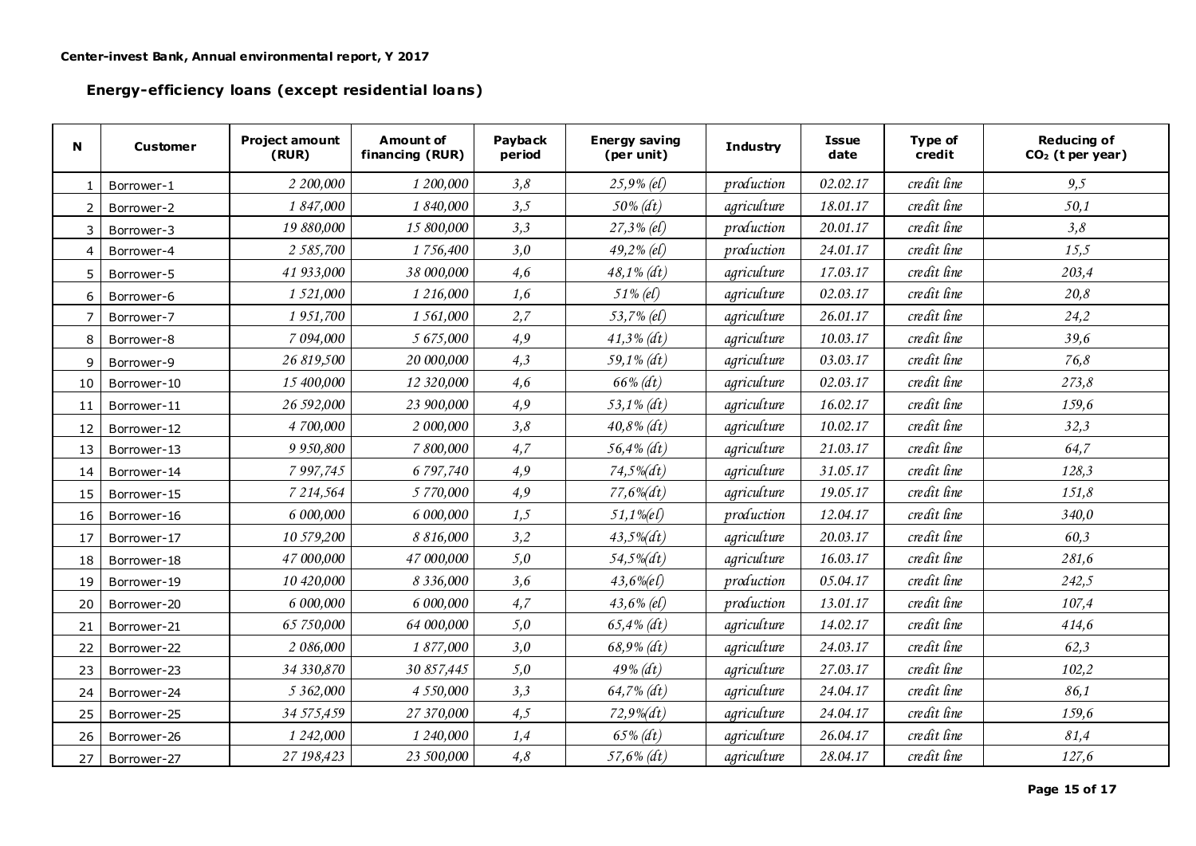Center-invest Bank, Annual environmental report, Y 2017

## Energy-efficiency loans (except residential loans)

| N | Customer | Project amount (RUR) | Amount of financing (RUR) | Payback period | Energy saving (per unit) | Industry | Issue date | Type of credit | Reducing of $CO_2$ (t per year) |
|---|---|---|---|---|---|---|---|---|---|
| 1 | Borrower-1 | *2 200,000* | *1 200,000* | *3,8* | *25,9% (el)* | *production* | *02.02.17* | *credit line* | *9,5* |
| 2 | Borrower-2 | *1 847,000* | *1 840,000* | *3,5* | *50% (dt)* | *agriculture* | *18.01.17* | *credit line* | *50,1* |
| 3 | Borrower-3 | *19 880,000* | *15 800,000* | *3,3* | *27,3% (el)* | *production* | *20.01.17* | *credit line* | *3,8* |
| 4 | Borrower-4 | *2 585,700* | *1 756,400* | *3,0* | *49,2% (el)* | *production* | *24.01.17* | *credit line* | *15,5* |
| 5 | Borrower-5 | *41 933,000* | *38 000,000* | *4,6* | *48,1% (dt)* | *agriculture* | *17.03.17* | *credit line* | *203,4* |
| 6 | Borrower-6 | *1 521,000* | *1 216,000* | *1,6* | *51% (el)* | *agriculture* | *02.03.17* | *credit line* | *20,8* |
| 7 | Borrower-7 | *1 951,700* | *1 561,000* | *2,7* | *53,7% (el)* | *agriculture* | *26.01.17* | *credit line* | *24,2* |
| 8 | Borrower-8 | *7 094,000* | *5 675,000* | *4,9* | *41,3% (dt)* | *agriculture* | *10.03.17* | *credit line* | *39,6* |
| 9 | Borrower-9 | *26 819,500* | *20 000,000* | *4,3* | *59,1% (dt)* | *agriculture* | *03.03.17* | *credit line* | *76,8* |
| 10 | Borrower-10 | *15 400,000* | *12 320,000* | *4,6* | *66% (dt)* | *agriculture* | *02.03.17* | *credit line* | *273,8* |
| 11 | Borrower-11 | *26 592,000* | *23 900,000* | *4,9* | *53,1% (dt)* | *agriculture* | *16.02.17* | *credit line* | *159,6* |
| 12 | Borrower-12 | *4 700,000* | *2 000,000* | *3,8* | *40,8% (dt)* | *agriculture* | *10.02.17* | *credit line* | *32,3* |
| 13 | Borrower-13 | *9 950,800* | *7 800,000* | *4,7* | *56,4% (dt)* | *agriculture* | *21.03.17* | *credit line* | *64,7* |
| 14 | Borrower-14 | *7 997,745* | *6 797,740* | *4,9* | *74,5%(dt)* | *agriculture* | *31.05.17* | *credit line* | *128,3* |
| 15 | Borrower-15 | *7 214,564* | *5 770,000* | *4,9* | *77,6%(dt)* | *agriculture* | *19.05.17* | *credit line* | *151,8* |
| 16 | Borrower-16 | *6 000,000* | *6 000,000* | *1,5* | *51,1%(el)* | *production* | *12.04.17* | *credit line* | *340,0* |
| 17 | Borrower-17 | *10 579,200* | *8 816,000* | *3,2* | *43,5%(dt)* | *agriculture* | *20.03.17* | *credit line* | *60,3* |
| 18 | Borrower-18 | *47 000,000* | *47 000,000* | *5,0* | *54,5%(dt)* | *agriculture* | *16.03.17* | *credit line* | *281,6* |
| 19 | Borrower-19 | *10 420,000* | *8 336,000* | *3,6* | *43,6%(el)* | *production* | *05.04.17* | *credit line* | *242,5* |
| 20 | Borrower-20 | *6 000,000* | *6 000,000* | *4,7* | *43,6% (el)* | *production* | *13.01.17* | *credit line* | *107,4* |
| 21 | Borrower-21 | *65 750,000* | *64 000,000* | *5,0* | *65,4% (dt)* | *agriculture* | *14.02.17* | *credit line* | *414,6* |
| 22 | Borrower-22 | *2 086,000* | *1 877,000* | *3,0* | *68,9% (dt)* | *agriculture* | *24.03.17* | *credit line* | *62,3* |
| 23 | Borrower-23 | *34 330,870* | *30 857,445* | *5,0* | *49% (dt)* | *agriculture* | *27.03.17* | *credit line* | *102,2* |
| 24 | Borrower-24 | *5 362,000* | *4 550,000* | *3,3* | *64,7% (dt)* | *agriculture* | *24.04.17* | *credit line* | *86,1* |
| 25 | Borrower-25 | *34 575,459* | *27 370,000* | *4,5* | *72,9%(dt)* | *agriculture* | *24.04.17* | *credit line* | *159,6* |
| 26 | Borrower-26 | *1 242,000* | *1 240,000* | *1,4* | *65% (dt)* | *agriculture* | *26.04.17* | *credit line* | *81,4* |
| 27 | Borrower-27 | *27 198,423* | *23 500,000* | *4,8* | *57,6% (dt)* | *agriculture* | *28.04.17* | *credit line* | *127,6* |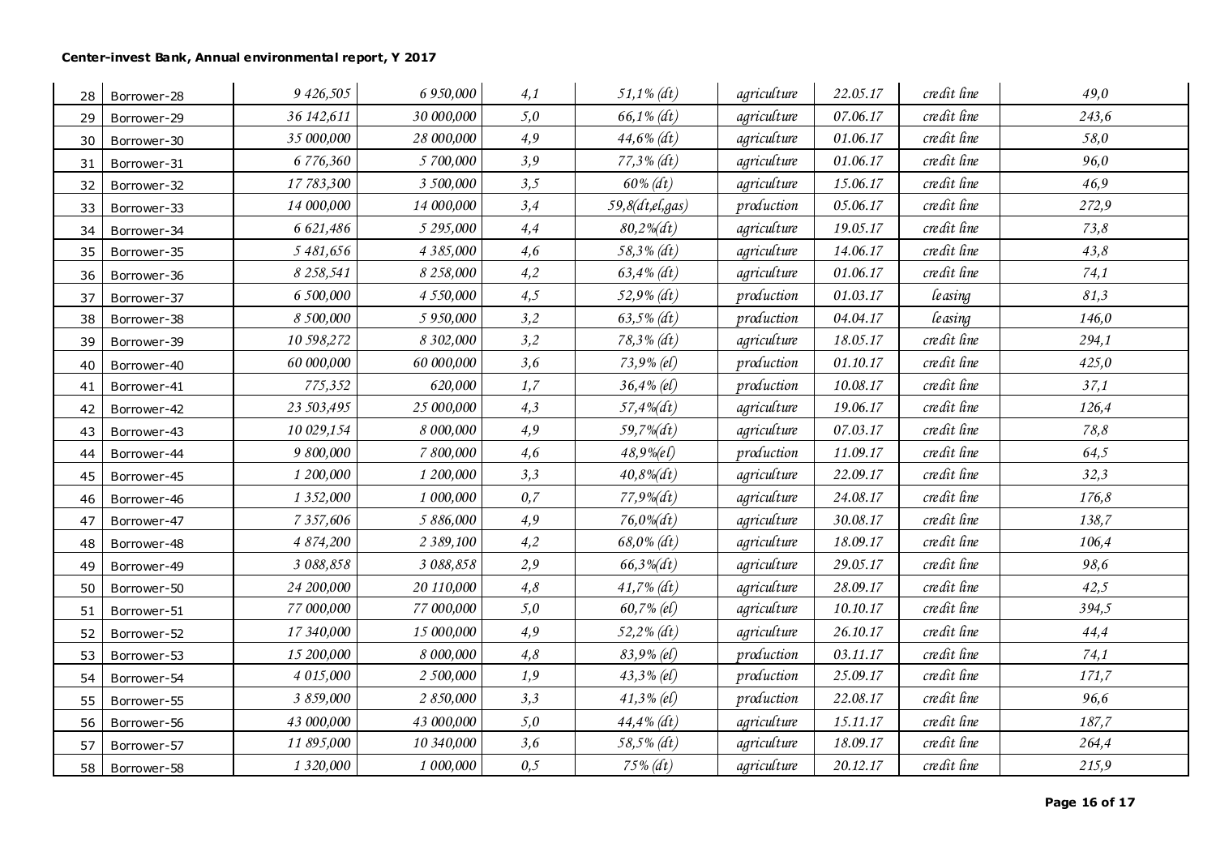| 28 | Borrower-28 | *9 426,505* | *6 950,000* | *4,1* | *51,1% (dt)* | *agriculture* | *22.05.17* | *credit line* | *49,0* |
|---|---|---|---|---|---|---|---|---|---|
| 29 | Borrower-29 | *36 142,611* | *30 000,000* | *5,0* | *66,1% (dt)* | *agriculture* | *07.06.17* | *credit line* | *243,6* |
| 30 | Borrower-30 | *35 000,000* | *28 000,000* | *4,9* | *44,6% (dt)* | *agriculture* | *01.06.17* | *credit line* | *58,0* |
| 31 | Borrower-31 | *6 776,360* | *5 700,000* | *3,9* | *77,3% (dt)* | *agriculture* | *01.06.17* | *credit line* | *96,0* |
| 32 | Borrower-32 | *17 783,300* | *3 500,000* | *3,5* | *60% (dt)* | *agriculture* | *15.06.17* | *credit line* | *46,9* |
| 33 | Borrower-33 | *14 000,000* | *14 000,000* | *3,4* | *59,8(dt,el,gas)* | *production* | *05.06.17* | *credit line* | *272,9* |
| 34 | Borrower-34 | *6 621,486* | *5 295,000* | *4,4* | *80,2%(dt)* | *agriculture* | *19.05.17* | *credit line* | *73,8* |
| 35 | Borrower-35 | *5 481,656* | *4 385,000* | *4,6* | *58,3% (dt)* | *agriculture* | *14.06.17* | *credit line* | *43,8* |
| 36 | Borrower-36 | *8 258,541* | *8 258,000* | *4,2* | *63,4% (dt)* | *agriculture* | *01.06.17* | *credit line* | *74,1* |
| 37 | Borrower-37 | *6 500,000* | *4 550,000* | *4,5* | *52,9% (dt)* | *production* | *01.03.17* | *leasing* | *81,3* |
| 38 | Borrower-38 | *8 500,000* | *5 950,000* | *3,2* | *63,5% (dt)* | *production* | *04.04.17* | *leasing* | *146,0* |
| 39 | Borrower-39 | *10 598,272* | *8 302,000* | *3,2* | *78,3% (dt)* | *agriculture* | *18.05.17* | *credit line* | *294,1* |
| 40 | Borrower-40 | *60 000,000* | *60 000,000* | *3,6* | *73,9% (el)* | *production* | *01.10.17* | *credit line* | *425,0* |
| 41 | Borrower-41 | *775,352* | *620,000* | *1,7* | *36,4% (el)* | *production* | *10.08.17* | *credit line* | *37,1* |
| 42 | Borrower-42 | *23 503,495* | *25 000,000* | *4,3* | *57,4%(dt)* | *agriculture* | *19.06.17* | *credit line* | *126,4* |
| 43 | Borrower-43 | *10 029,154* | *8 000,000* | *4,9* | *59,7%(dt)* | *agriculture* | *07.03.17* | *credit line* | *78,8* |
| 44 | Borrower-44 | *9 800,000* | *7 800,000* | *4,6* | *48,9%(el)* | *production* | *11.09.17* | *credit line* | *64,5* |
| 45 | Borrower-45 | *1 200,000* | *1 200,000* | *3,3* | *40,8%(dt)* | *agriculture* | *22.09.17* | *credit line* | *32,3* |
| 46 | Borrower-46 | *1 352,000* | *1 000,000* | *0,7* | *77,9%(dt)* | *agriculture* | *24.08.17* | *credit line* | *176,8* |
| 47 | Borrower-47 | *7 357,606* | *5 886,000* | *4,9* | *76,0%(dt)* | *agriculture* | *30.08.17* | *credit line* | *138,7* |
| 48 | Borrower-48 | *4 874,200* | *2 389,100* | *4,2* | *68,0% (dt)* | *agriculture* | *18.09.17* | *credit line* | *106,4* |
| 49 | Borrower-49 | *3 088,858* | *3 088,858* | *2,9* | *66,3%(dt)* | *agriculture* | *29.05.17* | *credit line* | *98,6* |
| 50 | Borrower-50 | *24 200,000* | *20 110,000* | *4,8* | *41,7% (dt)* | *agriculture* | *28.09.17* | *credit line* | *42,5* |
| 51 | Borrower-51 | *77 000,000* | *77 000,000* | *5,0* | *60,7% (el)* | *agriculture* | *10.10.17* | *credit line* | *394,5* |
| 52 | Borrower-52 | *17 340,000* | *15 000,000* | *4,9* | *52,2% (dt)* | *agriculture* | *26.10.17* | *credit line* | *44,4* |
| 53 | Borrower-53 | *15 200,000* | *8 000,000* | *4,8* | *83,9% (el)* | *production* | *03.11.17* | *credit line* | *74,1* |
| 54 | Borrower-54 | *4 015,000* | *2 500,000* | *1,9* | *43,3% (el)* | *production* | *25.09.17* | *credit line* | *171,7* |
| 55 | Borrower-55 | *3 859,000* | *2 850,000* | *3,3* | *41,3% (el)* | *production* | *22.08.17* | *credit line* | *96,6* |
| 56 | Borrower-56 | *43 000,000* | *43 000,000* | *5,0* | *44,4% (dt)* | *agriculture* | *15.11.17* | *credit line* | *187,7* |
| 57 | Borrower-57 | *11 895,000* | *10 340,000* | *3,6* | *58,5% (dt)* | *agriculture* | *18.09.17* | *credit line* | *264,4* |
| 58 | Borrower-58 | *1 320,000* | *1 000,000* | *0,5* | *75% (dt)* | *agriculture* | *20.12.17* | *credit line* | *215,9* |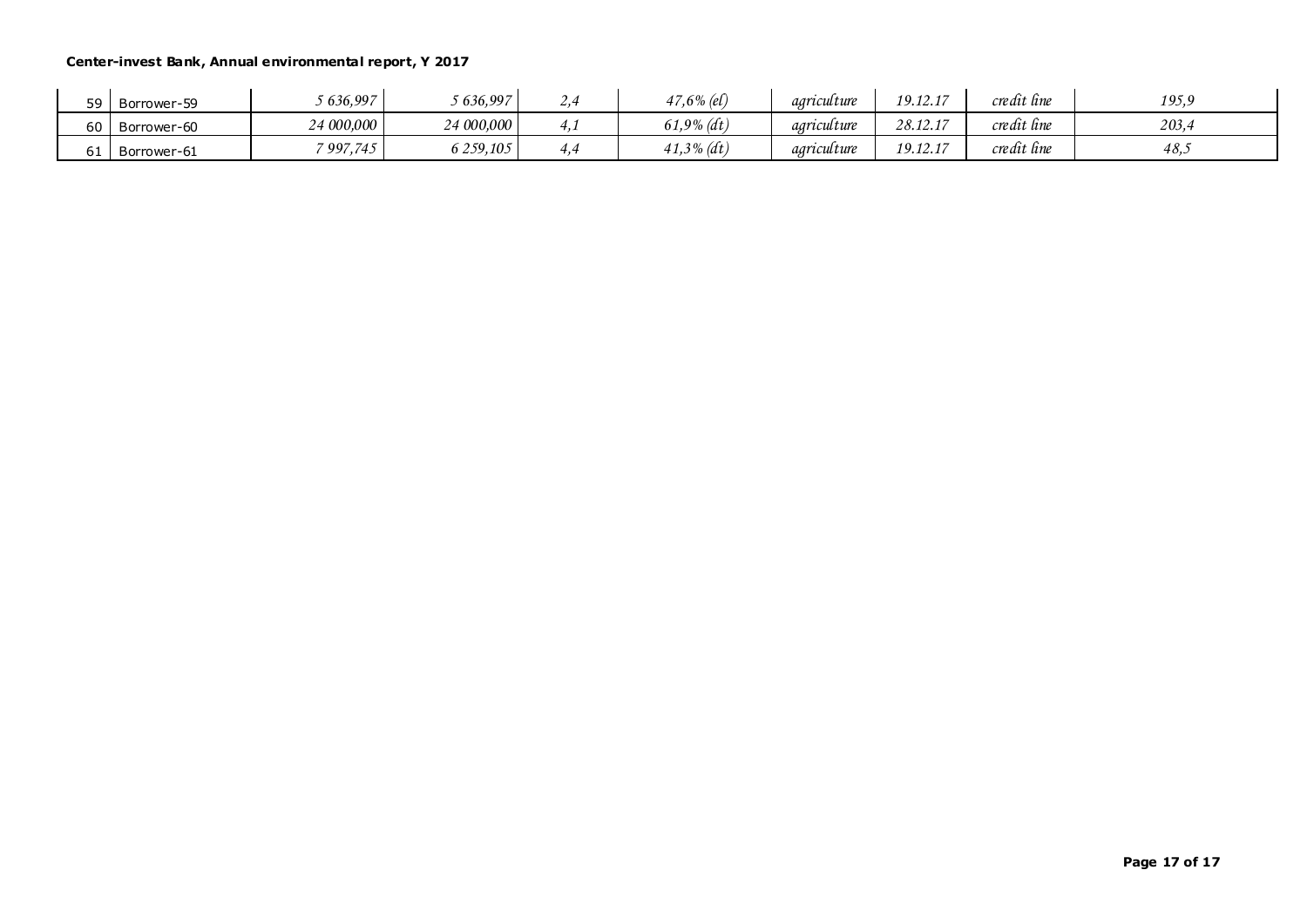| | | | | | | | | | |
|---|---|---|---|---|---|---|---|---|---|
| 59 | Borrower-59 | *5 636,997* | *5 636,997* | *2,4* | *47,6% (el)* | *agriculture* | *19.12.17* | *credit line* | *195,9* |
| 60 | Borrower-60 | *24 000,000* | *24 000,000* | *4,1* | *61,9% (dt)* | *agriculture* | *28.12.17* | *credit line* | *203,4* |
| 61 | Borrower-61 | *7 997,745* | *6 259,105* | *4,4* | *41,3% (dt)* | *agriculture* | *19.12.17* | *credit line* | *48,5* |